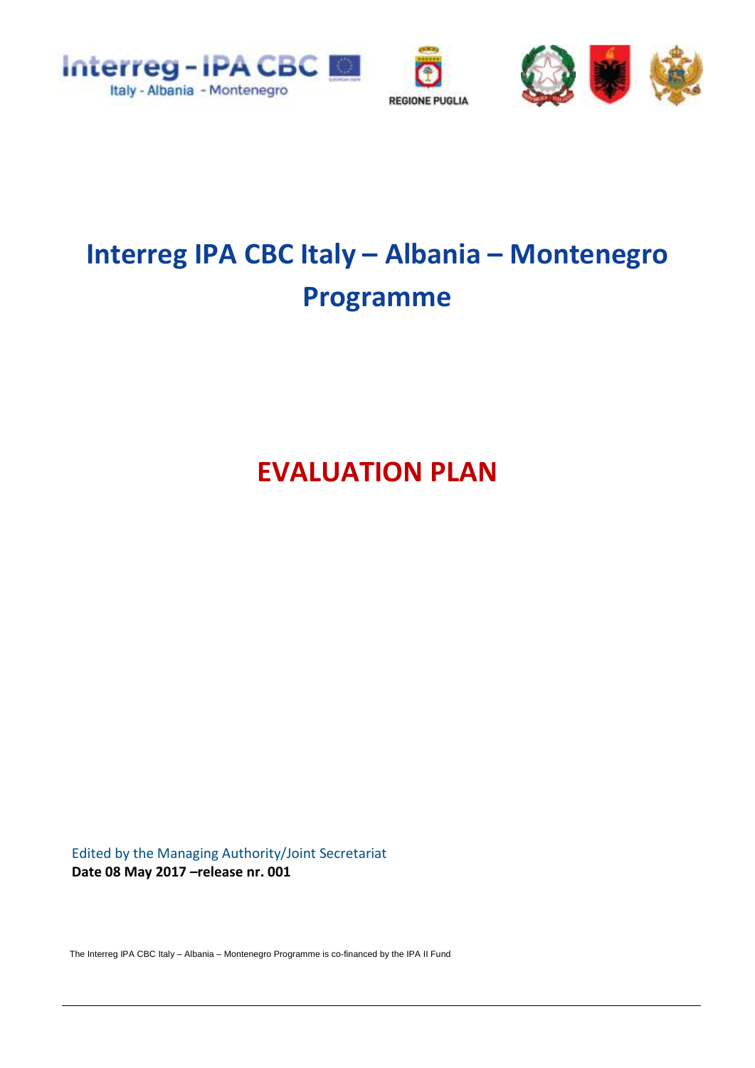Interreg - IPA CBC
Italy - Albania - Montenegro

REGIONE PUGLIA

# Interreg IPA CBC Italy – Albania – Montenegro Programme

# EVALUATION PLAN

Edited by the Managing Authority/Joint Secretariat
**Date 08 May 2017 –release nr. 001**

The Interreg IPA CBC Italy – Albania – Montenegro Programme is co-financed by the IPA II Fund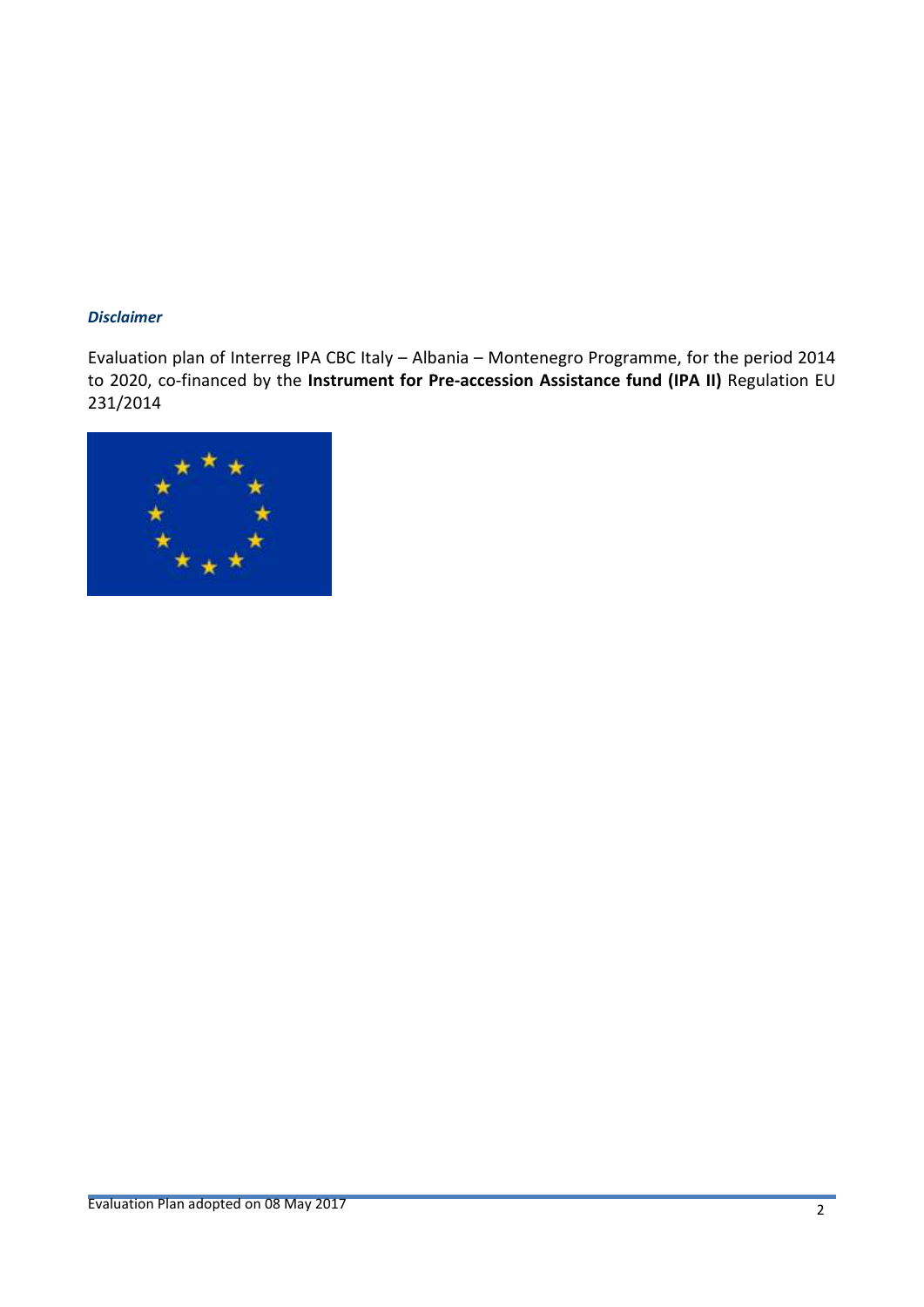***Disclaimer***

Evaluation plan of Interreg IPA CBC Italy – Albania – Montenegro Programme, for the period 2014 to 2020, co-financed by the **Instrument for Pre-accession Assistance fund (IPA II)** Regulation EU 231/2014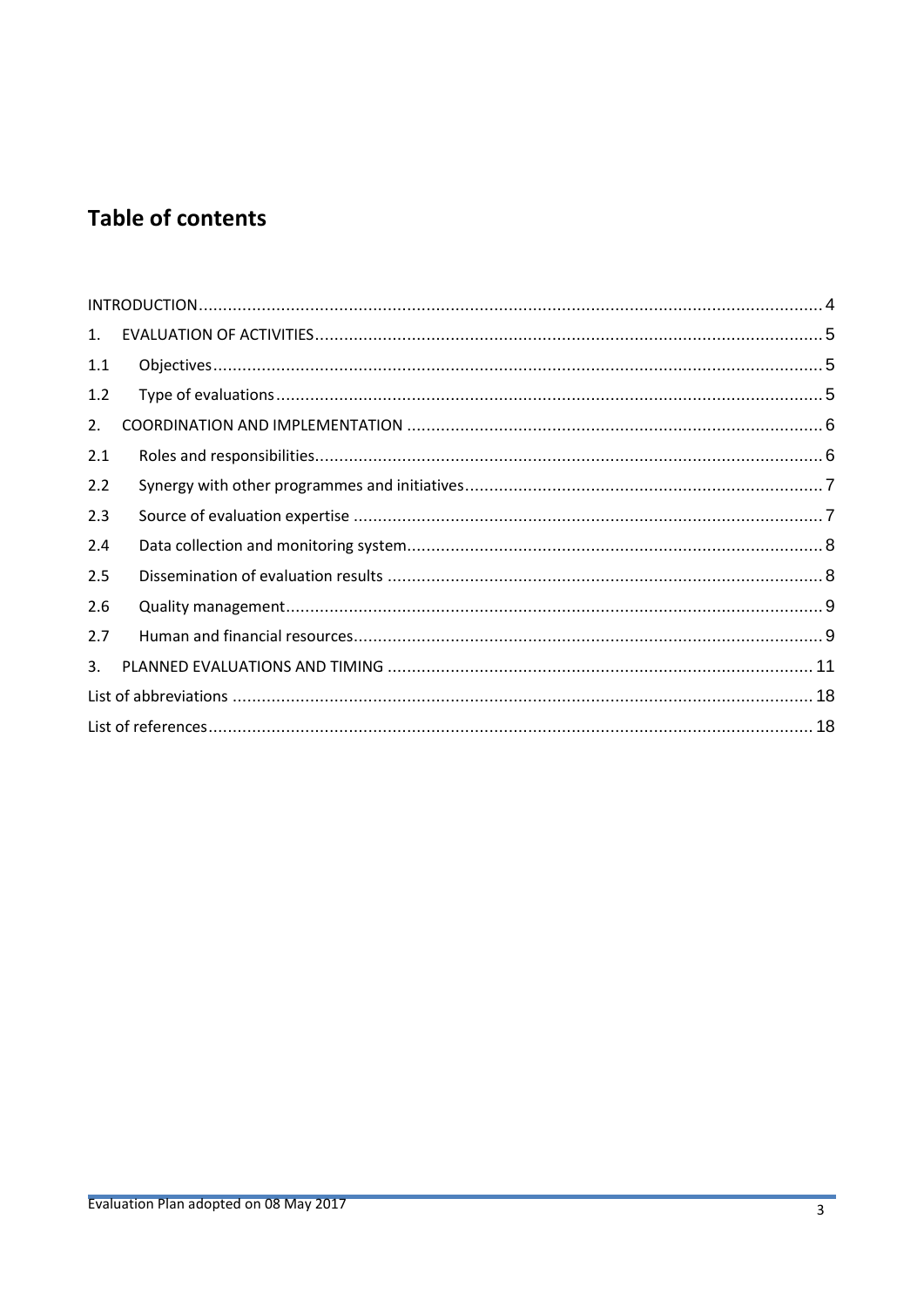# Table of contents

| | | |
|---|---|---|
| INTRODUCTION | | 4 |
| 1. | EVALUATION OF ACTIVITIES | 5 |
| 1.1 | Objectives | 5 |
| 1.2 | Type of evaluations | 5 |
| 2. | COORDINATION AND IMPLEMENTATION | 6 |
| 2.1 | Roles and responsibilities | 6 |
| 2.2 | Synergy with other programmes and initiatives | 7 |
| 2.3 | Source of evaluation expertise | 7 |
| 2.4 | Data collection and monitoring system | 8 |
| 2.5 | Dissemination of evaluation results | 8 |
| 2.6 | Quality management | 9 |
| 2.7 | Human and financial resources | 9 |
| 3. | PLANNED EVALUATIONS AND TIMING | 11 |
| List of abbreviations | | 18 |
| List of references | | 18 |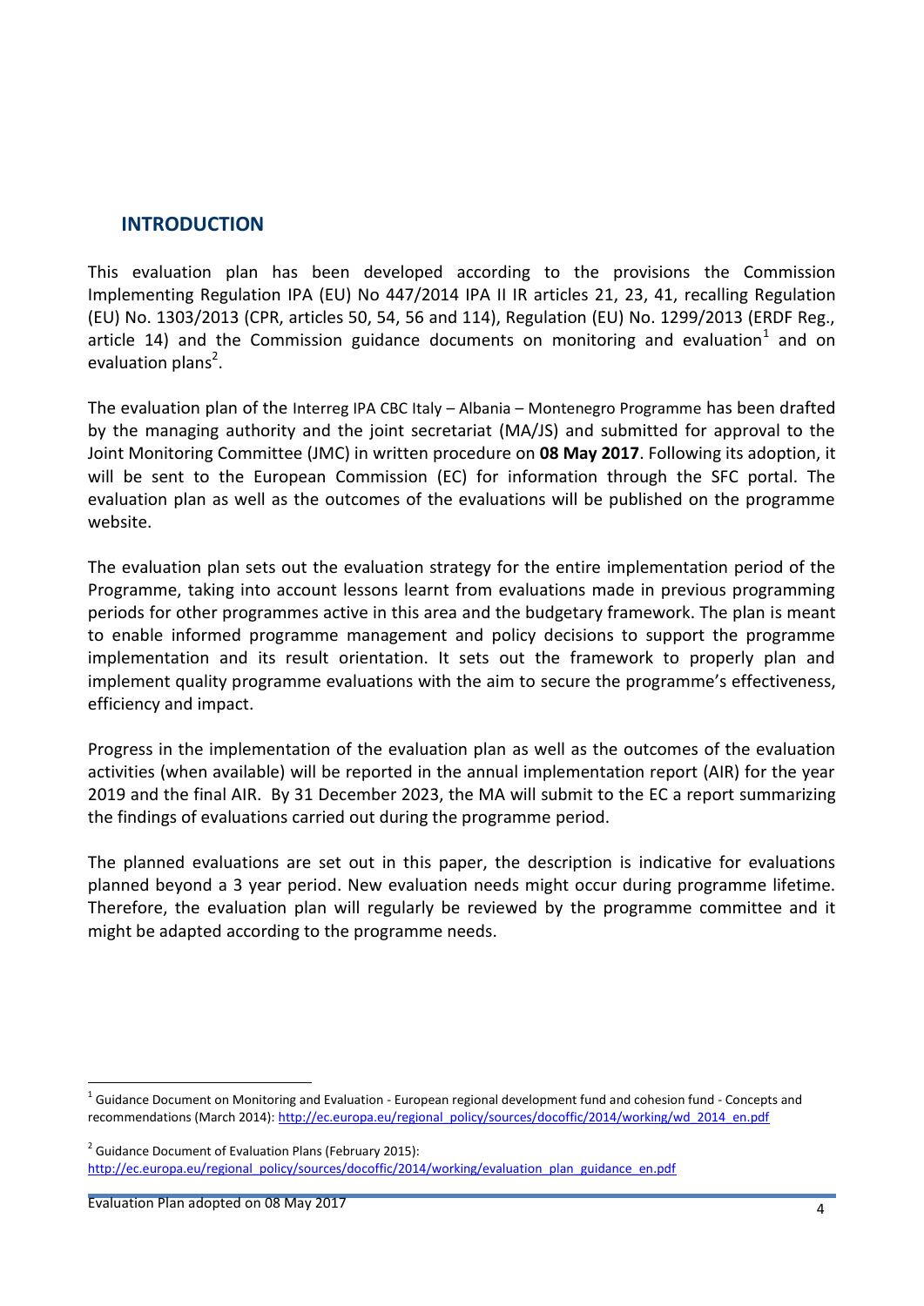## INTRODUCTION

This evaluation plan has been developed according to the provisions the Commission Implementing Regulation IPA (EU) No 447/2014 IPA II IR articles 21, 23, 41, recalling Regulation (EU) No. 1303/2013 (CPR, articles 50, 54, 56 and 114), Regulation (EU) No. 1299/2013 (ERDF Reg., article 14) and the Commission guidance documents on monitoring and evaluation[1] and on evaluation plans[2].

The evaluation plan of the Interreg IPA CBC Italy – Albania – Montenegro Programme has been drafted by the managing authority and the joint secretariat (MA/JS) and submitted for approval to the Joint Monitoring Committee (JMC) in written procedure on **08 May 2017**. Following its adoption, it will be sent to the European Commission (EC) for information through the SFC portal. The evaluation plan as well as the outcomes of the evaluations will be published on the programme website.

The evaluation plan sets out the evaluation strategy for the entire implementation period of the Programme, taking into account lessons learnt from evaluations made in previous programming periods for other programmes active in this area and the budgetary framework. The plan is meant to enable informed programme management and policy decisions to support the programme implementation and its result orientation. It sets out the framework to properly plan and implement quality programme evaluations with the aim to secure the programme's effectiveness, efficiency and impact.

Progress in the implementation of the evaluation plan as well as the outcomes of the evaluation activities (when available) will be reported in the annual implementation report (AIR) for the year 2019 and the final AIR. By 31 December 2023, the MA will submit to the EC a report summarizing the findings of evaluations carried out during the programme period.

The planned evaluations are set out in this paper, the description is indicative for evaluations planned beyond a 3 year period. New evaluation needs might occur during programme lifetime. Therefore, the evaluation plan will regularly be reviewed by the programme committee and it might be adapted according to the programme needs.

[1] Guidance Document on Monitoring and Evaluation - European regional development fund and cohesion fund - Concepts and recommendations (March 2014): http://ec.europa.eu/regional_policy/sources/docoffic/2014/working/wd_2014_en.pdf

[2] Guidance Document of Evaluation Plans (February 2015): http://ec.europa.eu/regional_policy/sources/docoffic/2014/working/evaluation_plan_guidance_en.pdf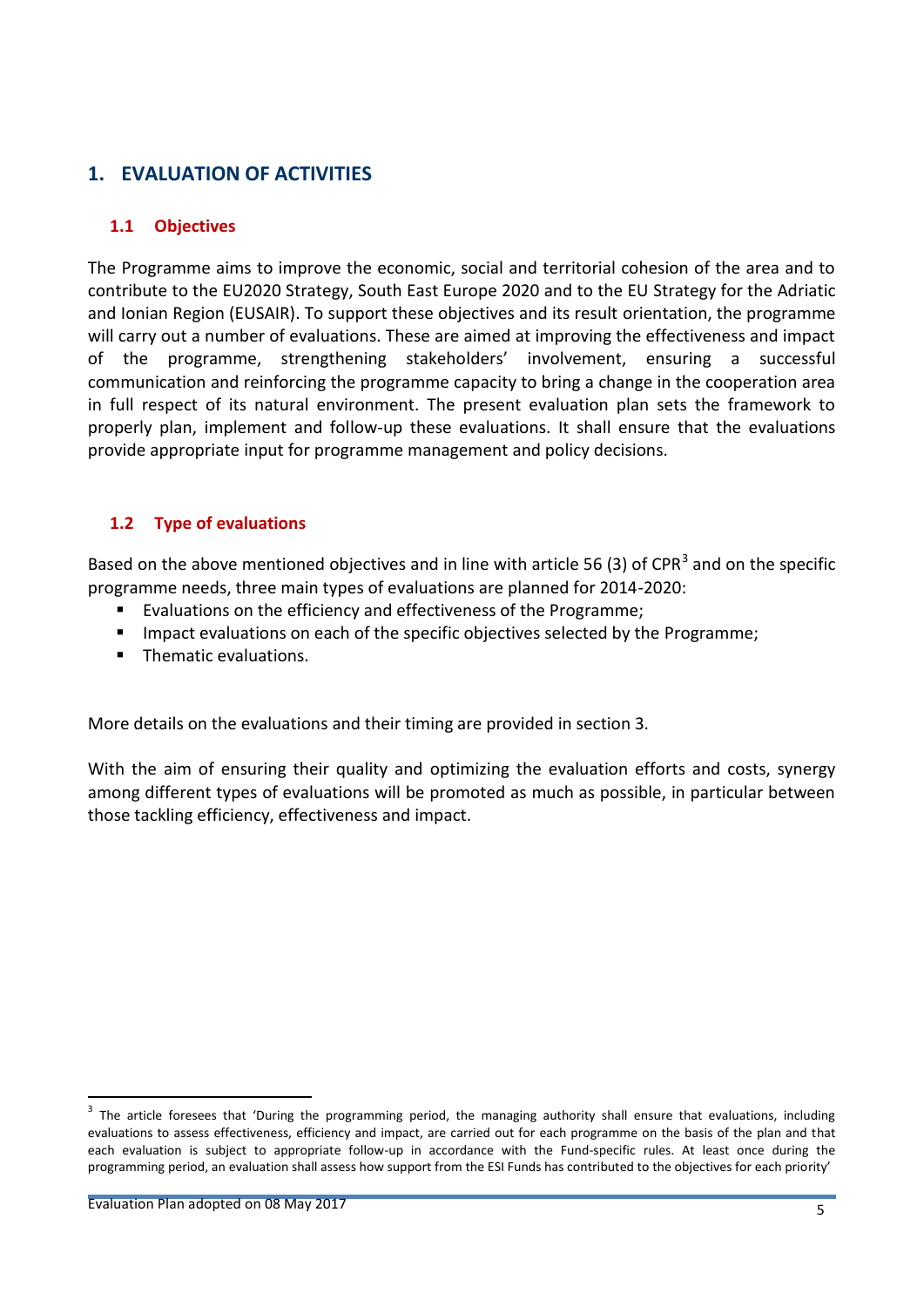# 1. EVALUATION OF ACTIVITIES

## 1.1 Objectives

The Programme aims to improve the economic, social and territorial cohesion of the area and to contribute to the EU2020 Strategy, South East Europe 2020 and to the EU Strategy for the Adriatic and Ionian Region (EUSAIR). To support these objectives and its result orientation, the programme will carry out a number of evaluations. These are aimed at improving the effectiveness and impact of the programme, strengthening stakeholders' involvement, ensuring a successful communication and reinforcing the programme capacity to bring a change in the cooperation area in full respect of its natural environment. The present evaluation plan sets the framework to properly plan, implement and follow-up these evaluations. It shall ensure that the evaluations provide appropriate input for programme management and policy decisions.

## 1.2 Type of evaluations

Based on the above mentioned objectives and in line with article 56 (3) of CPR[3] and on the specific programme needs, three main types of evaluations are planned for 2014-2020:

- Evaluations on the efficiency and effectiveness of the Programme;
- Impact evaluations on each of the specific objectives selected by the Programme;
- Thematic evaluations.

More details on the evaluations and their timing are provided in section 3.

With the aim of ensuring their quality and optimizing the evaluation efforts and costs, synergy among different types of evaluations will be promoted as much as possible, in particular between those tackling efficiency, effectiveness and impact.

[3] The article foresees that 'During the programming period, the managing authority shall ensure that evaluations, including evaluations to assess effectiveness, efficiency and impact, are carried out for each programme on the basis of the plan and that each evaluation is subject to appropriate follow-up in accordance with the Fund-specific rules. At least once during the programming period, an evaluation shall assess how support from the ESI Funds has contributed to the objectives for each priority'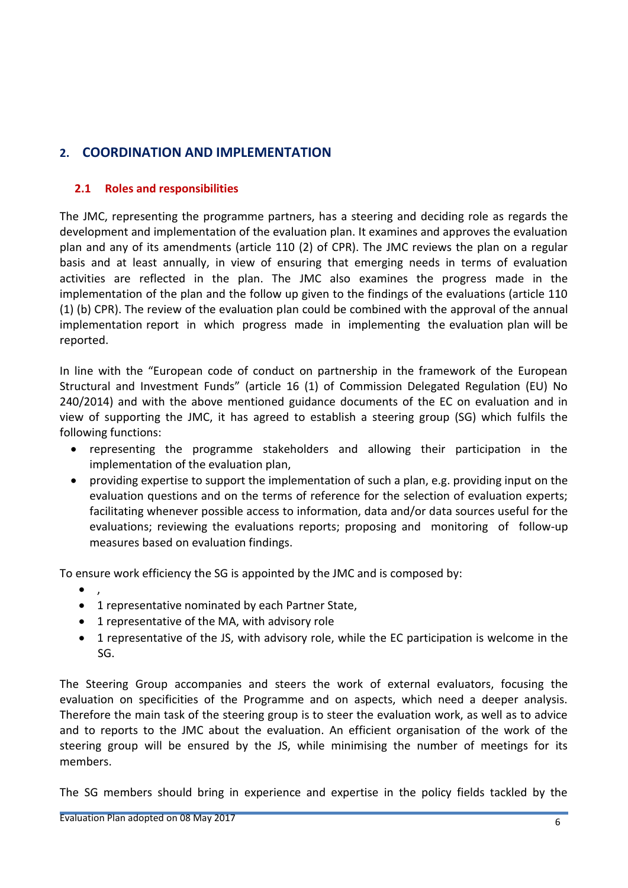## 2. COORDINATION AND IMPLEMENTATION

### 2.1 Roles and responsibilities

The JMC, representing the programme partners, has a steering and deciding role as regards the development and implementation of the evaluation plan. It examines and approves the evaluation plan and any of its amendments (article 110 (2) of CPR). The JMC reviews the plan on a regular basis and at least annually, in view of ensuring that emerging needs in terms of evaluation activities are reflected in the plan. The JMC also examines the progress made in the implementation of the plan and the follow up given to the findings of the evaluations (article 110 (1) (b) CPR). The review of the evaluation plan could be combined with the approval of the annual implementation report in which progress made in implementing the evaluation plan will be reported.

In line with the "European code of conduct on partnership in the framework of the European Structural and Investment Funds" (article 16 (1) of Commission Delegated Regulation (EU) No 240/2014) and with the above mentioned guidance documents of the EC on evaluation and in view of supporting the JMC, it has agreed to establish a steering group (SG) which fulfils the following functions:

- representing the programme stakeholders and allowing their participation in the implementation of the evaluation plan,
- providing expertise to support the implementation of such a plan, e.g. providing input on the evaluation questions and on the terms of reference for the selection of evaluation experts; facilitating whenever possible access to information, data and/or data sources useful for the evaluations; reviewing the evaluations reports; proposing and monitoring of follow-up measures based on evaluation findings.

To ensure work efficiency the SG is appointed by the JMC and is composed by:

- ,
- 1 representative nominated by each Partner State,
- 1 representative of the MA, with advisory role
- 1 representative of the JS, with advisory role, while the EC participation is welcome in the SG.

The Steering Group accompanies and steers the work of external evaluators, focusing the evaluation on specificities of the Programme and on aspects, which need a deeper analysis. Therefore the main task of the steering group is to steer the evaluation work, as well as to advice and to reports to the JMC about the evaluation. An efficient organisation of the work of the steering group will be ensured by the JS, while minimising the number of meetings for its members.

The SG members should bring in experience and expertise in the policy fields tackled by the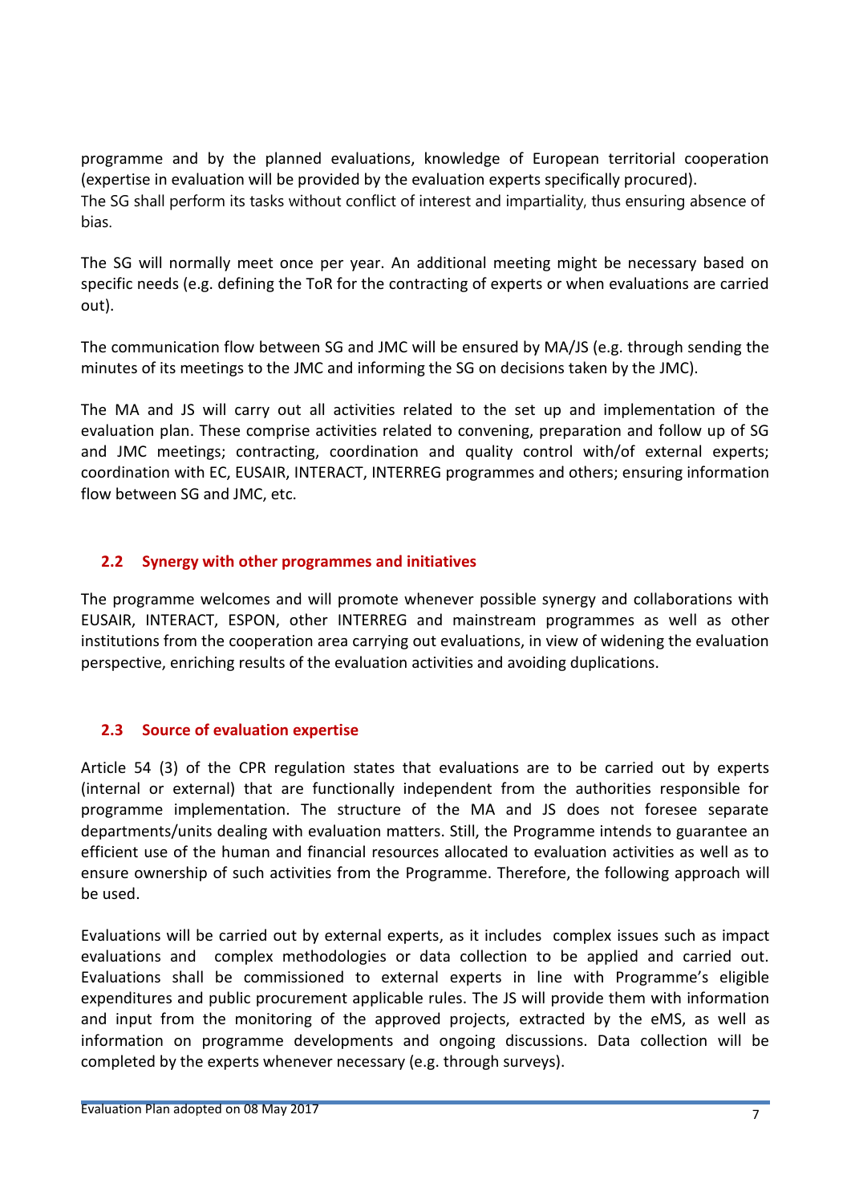programme and by the planned evaluations, knowledge of European territorial cooperation (expertise in evaluation will be provided by the evaluation experts specifically procured).
The SG shall perform its tasks without conflict of interest and impartiality, thus ensuring absence of bias.

The SG will normally meet once per year. An additional meeting might be necessary based on specific needs (e.g. defining the ToR for the contracting of experts or when evaluations are carried out).

The communication flow between SG and JMC will be ensured by MA/JS (e.g. through sending the minutes of its meetings to the JMC and informing the SG on decisions taken by the JMC).

The MA and JS will carry out all activities related to the set up and implementation of the evaluation plan. These comprise activities related to convening, preparation and follow up of SG and JMC meetings; contracting, coordination and quality control with/of external experts; coordination with EC, EUSAIR, INTERACT, INTERREG programmes and others; ensuring information flow between SG and JMC, etc.

## 2.2 Synergy with other programmes and initiatives

The programme welcomes and will promote whenever possible synergy and collaborations with EUSAIR, INTERACT, ESPON, other INTERREG and mainstream programmes as well as other institutions from the cooperation area carrying out evaluations, in view of widening the evaluation perspective, enriching results of the evaluation activities and avoiding duplications.

## 2.3 Source of evaluation expertise

Article 54 (3) of the CPR regulation states that evaluations are to be carried out by experts (internal or external) that are functionally independent from the authorities responsible for programme implementation. The structure of the MA and JS does not foresee separate departments/units dealing with evaluation matters. Still, the Programme intends to guarantee an efficient use of the human and financial resources allocated to evaluation activities as well as to ensure ownership of such activities from the Programme. Therefore, the following approach will be used.

Evaluations will be carried out by external experts, as it includes complex issues such as impact evaluations and complex methodologies or data collection to be applied and carried out. Evaluations shall be commissioned to external experts in line with Programme's eligible expenditures and public procurement applicable rules. The JS will provide them with information and input from the monitoring of the approved projects, extracted by the eMS, as well as information on programme developments and ongoing discussions. Data collection will be completed by the experts whenever necessary (e.g. through surveys).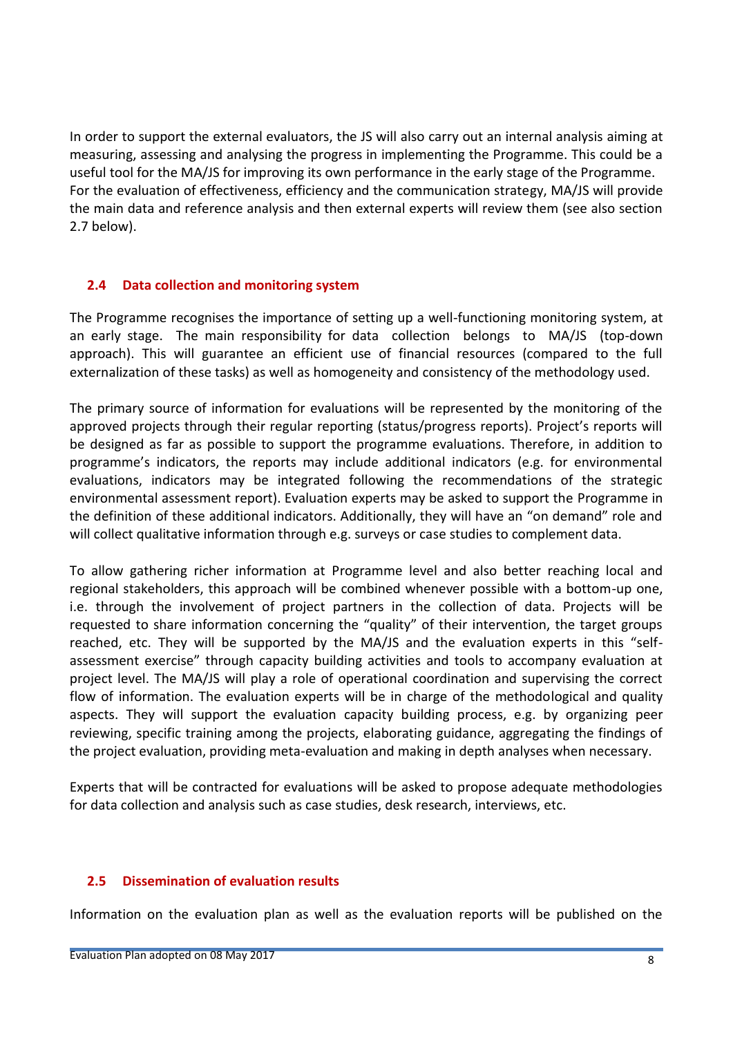In order to support the external evaluators, the JS will also carry out an internal analysis aiming at measuring, assessing and analysing the progress in implementing the Programme. This could be a useful tool for the MA/JS for improving its own performance in the early stage of the Programme. For the evaluation of effectiveness, efficiency and the communication strategy, MA/JS will provide the main data and reference analysis and then external experts will review them (see also section 2.7 below).

## 2.4 Data collection and monitoring system

The Programme recognises the importance of setting up a well-functioning monitoring system, at an early stage. The main responsibility for data collection belongs to MA/JS (top-down approach). This will guarantee an efficient use of financial resources (compared to the full externalization of these tasks) as well as homogeneity and consistency of the methodology used.

The primary source of information for evaluations will be represented by the monitoring of the approved projects through their regular reporting (status/progress reports). Project's reports will be designed as far as possible to support the programme evaluations. Therefore, in addition to programme's indicators, the reports may include additional indicators (e.g. for environmental evaluations, indicators may be integrated following the recommendations of the strategic environmental assessment report). Evaluation experts may be asked to support the Programme in the definition of these additional indicators. Additionally, they will have an "on demand" role and will collect qualitative information through e.g. surveys or case studies to complement data.

To allow gathering richer information at Programme level and also better reaching local and regional stakeholders, this approach will be combined whenever possible with a bottom-up one, i.e. through the involvement of project partners in the collection of data. Projects will be requested to share information concerning the "quality" of their intervention, the target groups reached, etc. They will be supported by the MA/JS and the evaluation experts in this "self-assessment exercise" through capacity building activities and tools to accompany evaluation at project level. The MA/JS will play a role of operational coordination and supervising the correct flow of information. The evaluation experts will be in charge of the methodological and quality aspects. They will support the evaluation capacity building process, e.g. by organizing peer reviewing, specific training among the projects, elaborating guidance, aggregating the findings of the project evaluation, providing meta-evaluation and making in depth analyses when necessary.

Experts that will be contracted for evaluations will be asked to propose adequate methodologies for data collection and analysis such as case studies, desk research, interviews, etc.

## 2.5 Dissemination of evaluation results

Information on the evaluation plan as well as the evaluation reports will be published on the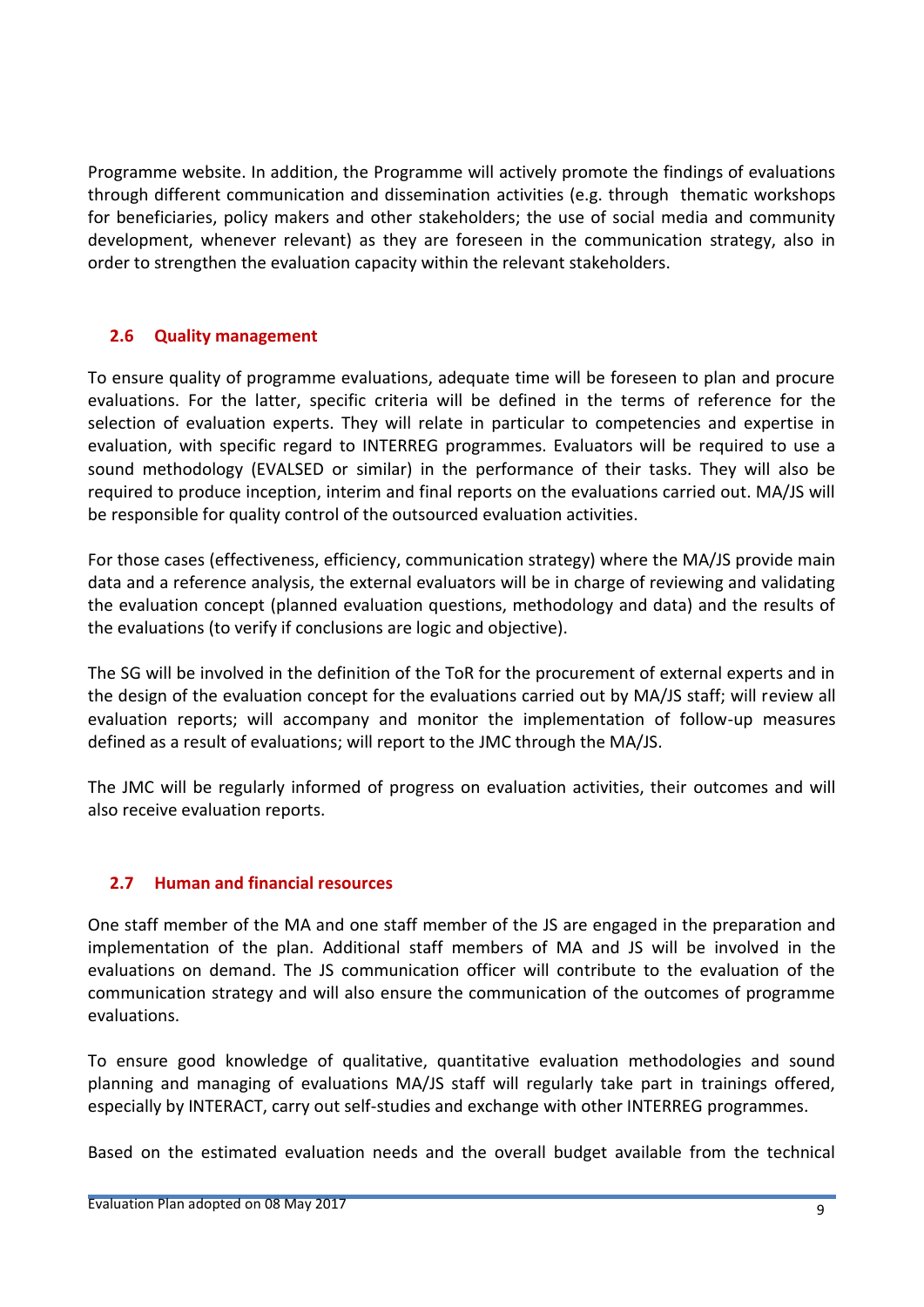Programme website. In addition, the Programme will actively promote the findings of evaluations through different communication and dissemination activities (e.g. through thematic workshops for beneficiaries, policy makers and other stakeholders; the use of social media and community development, whenever relevant) as they are foreseen in the communication strategy, also in order to strengthen the evaluation capacity within the relevant stakeholders.

## 2.6 Quality management

To ensure quality of programme evaluations, adequate time will be foreseen to plan and procure evaluations. For the latter, specific criteria will be defined in the terms of reference for the selection of evaluation experts. They will relate in particular to competencies and expertise in evaluation, with specific regard to INTERREG programmes. Evaluators will be required to use a sound methodology (EVALSED or similar) in the performance of their tasks. They will also be required to produce inception, interim and final reports on the evaluations carried out. MA/JS will be responsible for quality control of the outsourced evaluation activities.

For those cases (effectiveness, efficiency, communication strategy) where the MA/JS provide main data and a reference analysis, the external evaluators will be in charge of reviewing and validating the evaluation concept (planned evaluation questions, methodology and data) and the results of the evaluations (to verify if conclusions are logic and objective).

The SG will be involved in the definition of the ToR for the procurement of external experts and in the design of the evaluation concept for the evaluations carried out by MA/JS staff; will review all evaluation reports; will accompany and monitor the implementation of follow-up measures defined as a result of evaluations; will report to the JMC through the MA/JS.

The JMC will be regularly informed of progress on evaluation activities, their outcomes and will also receive evaluation reports.

## 2.7 Human and financial resources

One staff member of the MA and one staff member of the JS are engaged in the preparation and implementation of the plan. Additional staff members of MA and JS will be involved in the evaluations on demand. The JS communication officer will contribute to the evaluation of the communication strategy and will also ensure the communication of the outcomes of programme evaluations.

To ensure good knowledge of qualitative, quantitative evaluation methodologies and sound planning and managing of evaluations MA/JS staff will regularly take part in trainings offered, especially by INTERACT, carry out self-studies and exchange with other INTERREG programmes.

Based on the estimated evaluation needs and the overall budget available from the technical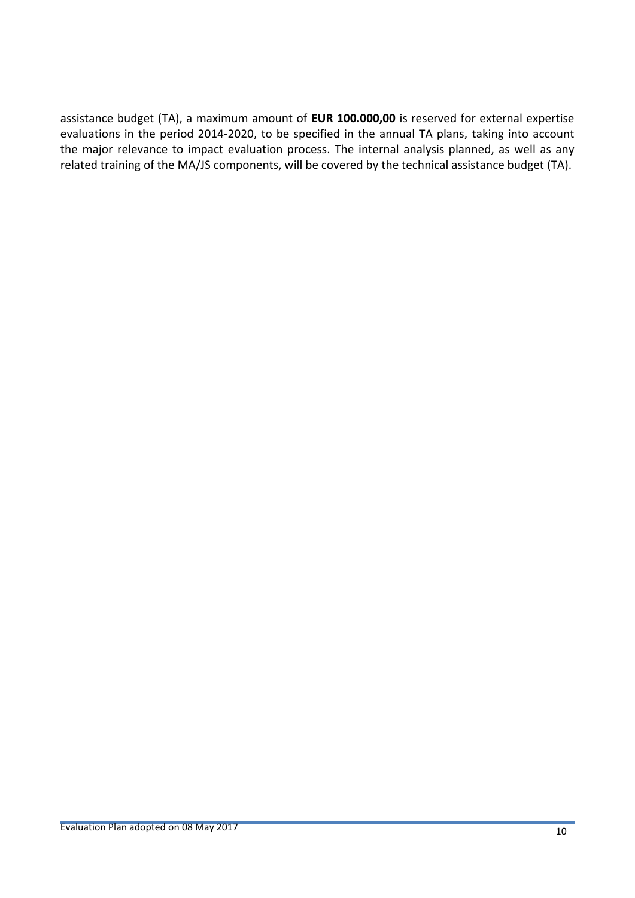assistance budget (TA), a maximum amount of **EUR 100.000,00** is reserved for external expertise evaluations in the period 2014-2020, to be specified in the annual TA plans, taking into account the major relevance to impact evaluation process. The internal analysis planned, as well as any related training of the MA/JS components, will be covered by the technical assistance budget (TA).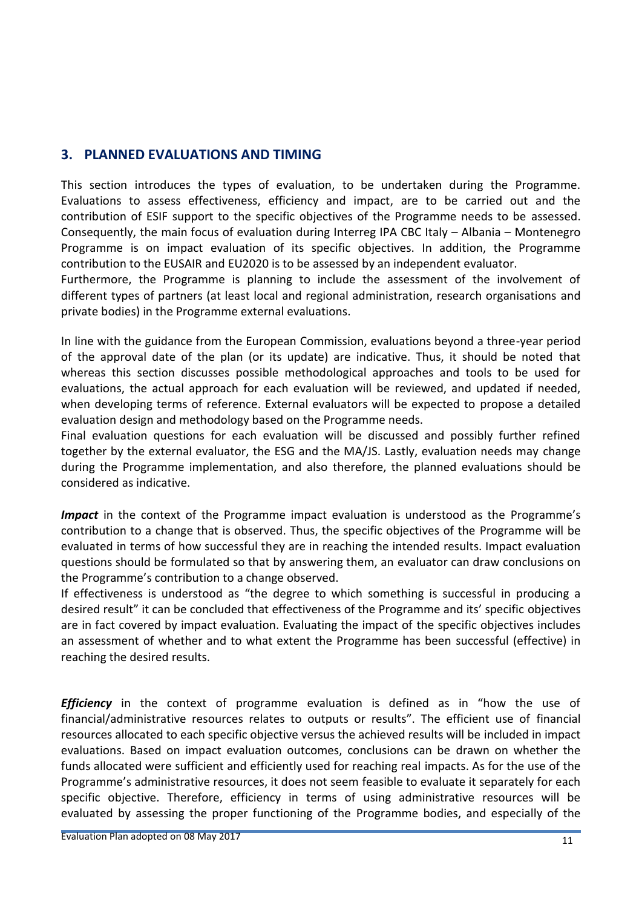## 3. PLANNED EVALUATIONS AND TIMING

This section introduces the types of evaluation, to be undertaken during the Programme. Evaluations to assess effectiveness, efficiency and impact, are to be carried out and the contribution of ESIF support to the specific objectives of the Programme needs to be assessed. Consequently, the main focus of evaluation during Interreg IPA CBC Italy – Albania – Montenegro Programme is on impact evaluation of its specific objectives. In addition, the Programme contribution to the EUSAIR and EU2020 is to be assessed by an independent evaluator.
Furthermore, the Programme is planning to include the assessment of the involvement of different types of partners (at least local and regional administration, research organisations and private bodies) in the Programme external evaluations.

In line with the guidance from the European Commission, evaluations beyond a three-year period of the approval date of the plan (or its update) are indicative. Thus, it should be noted that whereas this section discusses possible methodological approaches and tools to be used for evaluations, the actual approach for each evaluation will be reviewed, and updated if needed, when developing terms of reference. External evaluators will be expected to propose a detailed evaluation design and methodology based on the Programme needs.
Final evaluation questions for each evaluation will be discussed and possibly further refined together by the external evaluator, the ESG and the MA/JS. Lastly, evaluation needs may change during the Programme implementation, and also therefore, the planned evaluations should be considered as indicative.

***Impact*** in the context of the Programme impact evaluation is understood as the Programme's contribution to a change that is observed. Thus, the specific objectives of the Programme will be evaluated in terms of how successful they are in reaching the intended results. Impact evaluation questions should be formulated so that by answering them, an evaluator can draw conclusions on the Programme's contribution to a change observed.
If effectiveness is understood as "the degree to which something is successful in producing a desired result" it can be concluded that effectiveness of the Programme and its' specific objectives are in fact covered by impact evaluation. Evaluating the impact of the specific objectives includes an assessment of whether and to what extent the Programme has been successful (effective) in reaching the desired results.

***Efficiency*** in the context of programme evaluation is defined as in "how the use of financial/administrative resources relates to outputs or results". The efficient use of financial resources allocated to each specific objective versus the achieved results will be included in impact evaluations. Based on impact evaluation outcomes, conclusions can be drawn on whether the funds allocated were sufficient and efficiently used for reaching real impacts. As for the use of the Programme's administrative resources, it does not seem feasible to evaluate it separately for each specific objective. Therefore, efficiency in terms of using administrative resources will be evaluated by assessing the proper functioning of the Programme bodies, and especially of the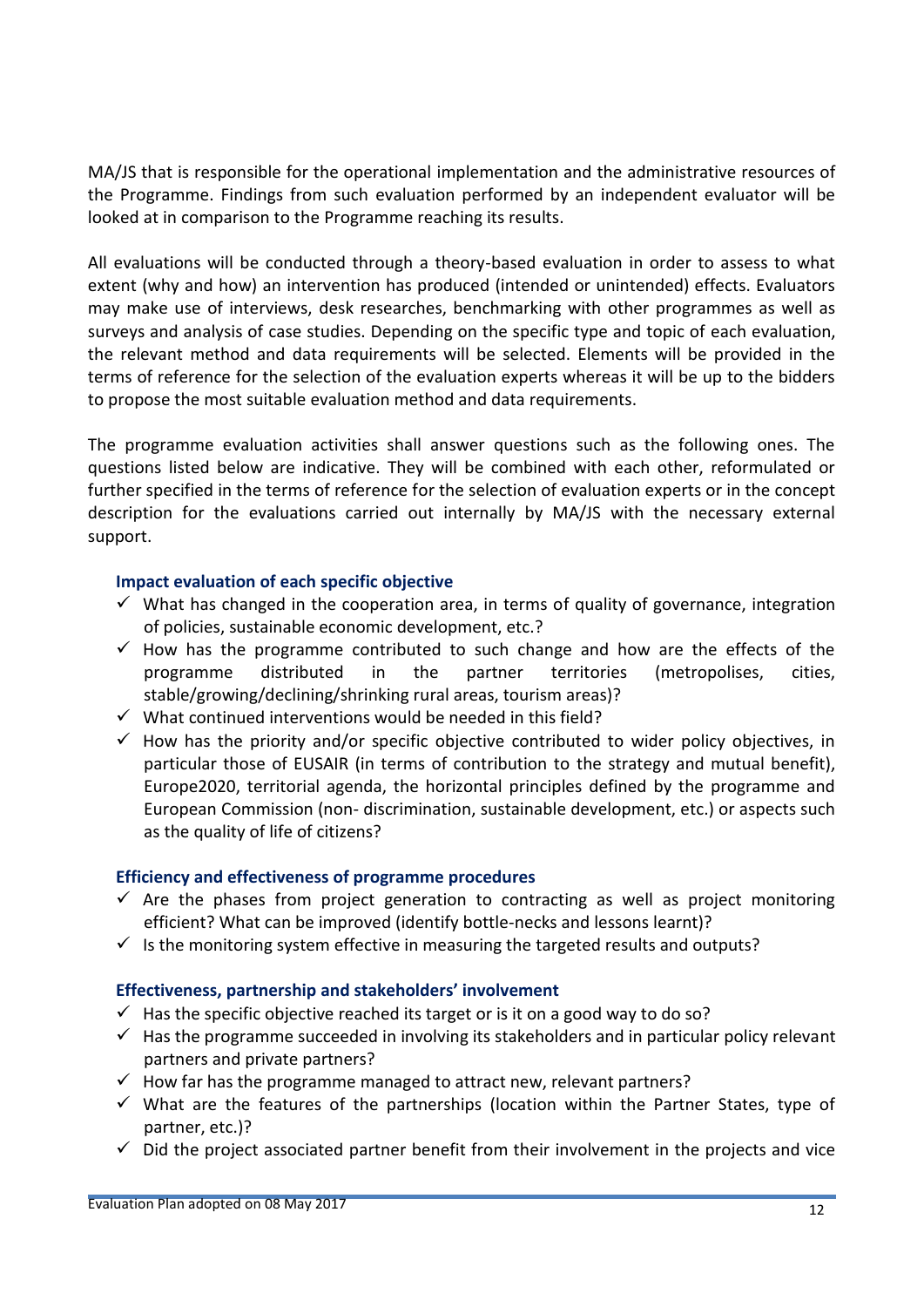MA/JS that is responsible for the operational implementation and the administrative resources of the Programme. Findings from such evaluation performed by an independent evaluator will be looked at in comparison to the Programme reaching its results.

All evaluations will be conducted through a theory-based evaluation in order to assess to what extent (why and how) an intervention has produced (intended or unintended) effects. Evaluators may make use of interviews, desk researches, benchmarking with other programmes as well as surveys and analysis of case studies. Depending on the specific type and topic of each evaluation, the relevant method and data requirements will be selected. Elements will be provided in the terms of reference for the selection of the evaluation experts whereas it will be up to the bidders to propose the most suitable evaluation method and data requirements.

The programme evaluation activities shall answer questions such as the following ones. The questions listed below are indicative. They will be combined with each other, reformulated or further specified in the terms of reference for the selection of evaluation experts or in the concept description for the evaluations carried out internally by MA/JS with the necessary external support.

**Impact evaluation of each specific objective**

- ✓ What has changed in the cooperation area, in terms of quality of governance, integration of policies, sustainable economic development, etc.?
- ✓ How has the programme contributed to such change and how are the effects of the programme distributed in the partner territories (metropolises, cities, stable/growing/declining/shrinking rural areas, tourism areas)?
- ✓ What continued interventions would be needed in this field?
- ✓ How has the priority and/or specific objective contributed to wider policy objectives, in particular those of EUSAIR (in terms of contribution to the strategy and mutual benefit), Europe2020, territorial agenda, the horizontal principles defined by the programme and European Commission (non- discrimination, sustainable development, etc.) or aspects such as the quality of life of citizens?

**Efficiency and effectiveness of programme procedures**

- ✓ Are the phases from project generation to contracting as well as project monitoring efficient? What can be improved (identify bottle-necks and lessons learnt)?
- ✓ Is the monitoring system effective in measuring the targeted results and outputs?

**Effectiveness, partnership and stakeholders' involvement**

- ✓ Has the specific objective reached its target or is it on a good way to do so?
- ✓ Has the programme succeeded in involving its stakeholders and in particular policy relevant partners and private partners?
- ✓ How far has the programme managed to attract new, relevant partners?
- ✓ What are the features of the partnerships (location within the Partner States, type of partner, etc.)?
- ✓ Did the project associated partner benefit from their involvement in the projects and vice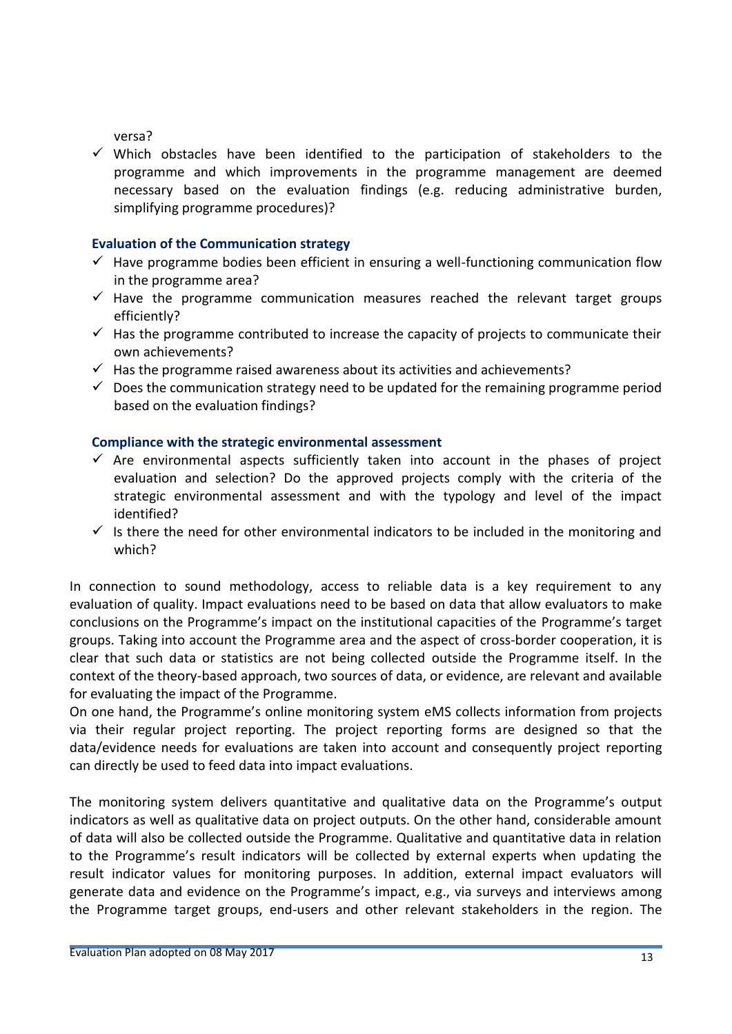versa?

- ✓ Which obstacles have been identified to the participation of stakeholders to the programme and which improvements in the programme management are deemed necessary based on the evaluation findings (e.g. reducing administrative burden, simplifying programme procedures)?

### Evaluation of the Communication strategy

- ✓ Have programme bodies been efficient in ensuring a well-functioning communication flow in the programme area?
- ✓ Have the programme communication measures reached the relevant target groups efficiently?
- ✓ Has the programme contributed to increase the capacity of projects to communicate their own achievements?
- ✓ Has the programme raised awareness about its activities and achievements?
- ✓ Does the communication strategy need to be updated for the remaining programme period based on the evaluation findings?

### Compliance with the strategic environmental assessment

- ✓ Are environmental aspects sufficiently taken into account in the phases of project evaluation and selection? Do the approved projects comply with the criteria of the strategic environmental assessment and with the typology and level of the impact identified?
- ✓ Is there the need for other environmental indicators to be included in the monitoring and which?

In connection to sound methodology, access to reliable data is a key requirement to any evaluation of quality. Impact evaluations need to be based on data that allow evaluators to make conclusions on the Programme's impact on the institutional capacities of the Programme's target groups. Taking into account the Programme area and the aspect of cross-border cooperation, it is clear that such data or statistics are not being collected outside the Programme itself. In the context of the theory-based approach, two sources of data, or evidence, are relevant and available for evaluating the impact of the Programme.
On one hand, the Programme's online monitoring system eMS collects information from projects via their regular project reporting. The project reporting forms are designed so that the data/evidence needs for evaluations are taken into account and consequently project reporting can directly be used to feed data into impact evaluations.

The monitoring system delivers quantitative and qualitative data on the Programme's output indicators as well as qualitative data on project outputs. On the other hand, considerable amount of data will also be collected outside the Programme. Qualitative and quantitative data in relation to the Programme's result indicators will be collected by external experts when updating the result indicator values for monitoring purposes. In addition, external impact evaluators will generate data and evidence on the Programme's impact, e.g., via surveys and interviews among the Programme target groups, end-users and other relevant stakeholders in the region. The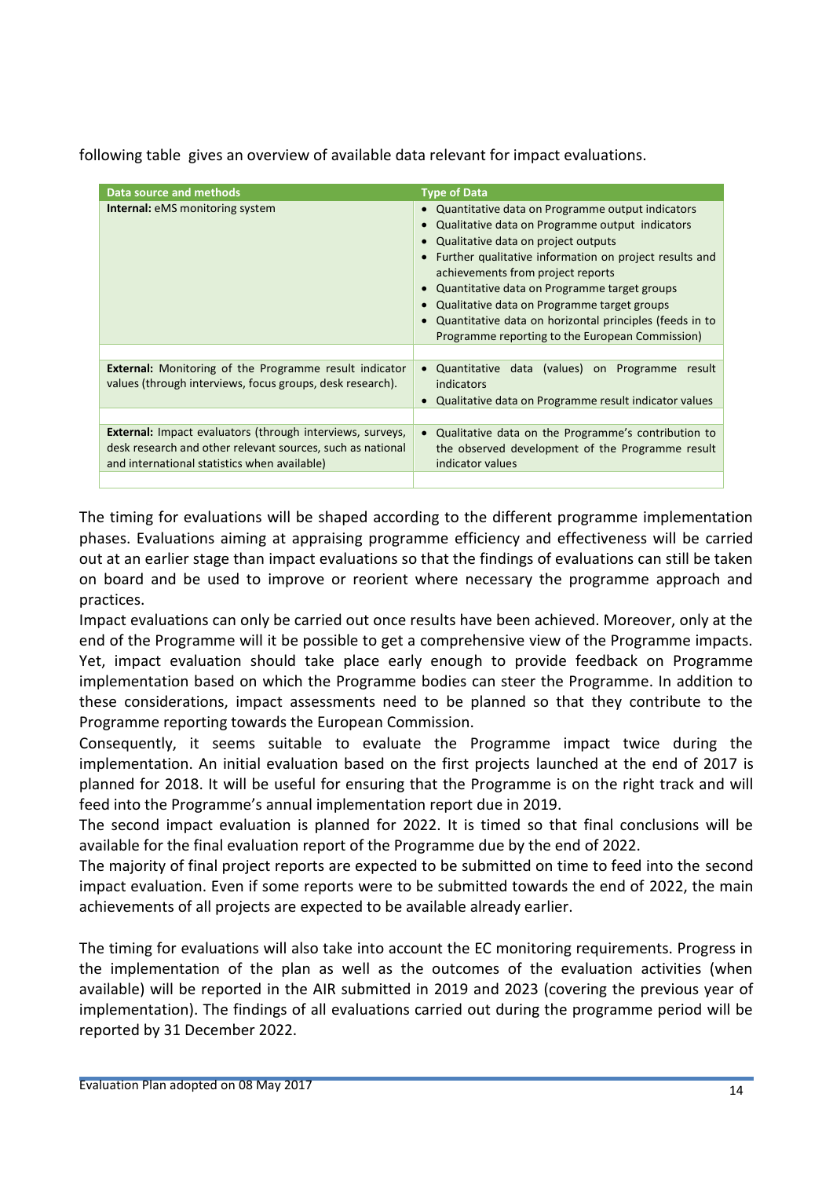following table gives an overview of available data relevant for impact evaluations.

| Data source and methods | Type of Data |
|---|---|
| **Internal:** eMS monitoring system | • Quantitative data on Programme output indicators<br>• Qualitative data on Programme output indicators<br>• Qualitative data on project outputs<br>• Further qualitative information on project results and achievements from project reports<br>• Quantitative data on Programme target groups<br>• Qualitative data on Programme target groups<br>• Quantitative data on horizontal principles (feeds in to Programme reporting to the European Commission) |
| | |
| **External:** Monitoring of the Programme result indicator values (through interviews, focus groups, desk research). | • Quantitative data (values) on Programme result indicators<br>• Qualitative data on Programme result indicator values |
| | |
| **External:** Impact evaluators (through interviews, surveys, desk research and other relevant sources, such as national and international statistics when available) | • Qualitative data on the Programme's contribution to the observed development of the Programme result indicator values |
| | |

The timing for evaluations will be shaped according to the different programme implementation phases. Evaluations aiming at appraising programme efficiency and effectiveness will be carried out at an earlier stage than impact evaluations so that the findings of evaluations can still be taken on board and be used to improve or reorient where necessary the programme approach and practices.

Impact evaluations can only be carried out once results have been achieved. Moreover, only at the end of the Programme will it be possible to get a comprehensive view of the Programme impacts. Yet, impact evaluation should take place early enough to provide feedback on Programme implementation based on which the Programme bodies can steer the Programme. In addition to these considerations, impact assessments need to be planned so that they contribute to the Programme reporting towards the European Commission.

Consequently, it seems suitable to evaluate the Programme impact twice during the implementation. An initial evaluation based on the first projects launched at the end of 2017 is planned for 2018. It will be useful for ensuring that the Programme is on the right track and will feed into the Programme's annual implementation report due in 2019.

The second impact evaluation is planned for 2022. It is timed so that final conclusions will be available for the final evaluation report of the Programme due by the end of 2022.

The majority of final project reports are expected to be submitted on time to feed into the second impact evaluation. Even if some reports were to be submitted towards the end of 2022, the main achievements of all projects are expected to be available already earlier.

The timing for evaluations will also take into account the EC monitoring requirements. Progress in the implementation of the plan as well as the outcomes of the evaluation activities (when available) will be reported in the AIR submitted in 2019 and 2023 (covering the previous year of implementation). The findings of all evaluations carried out during the programme period will be reported by 31 December 2022.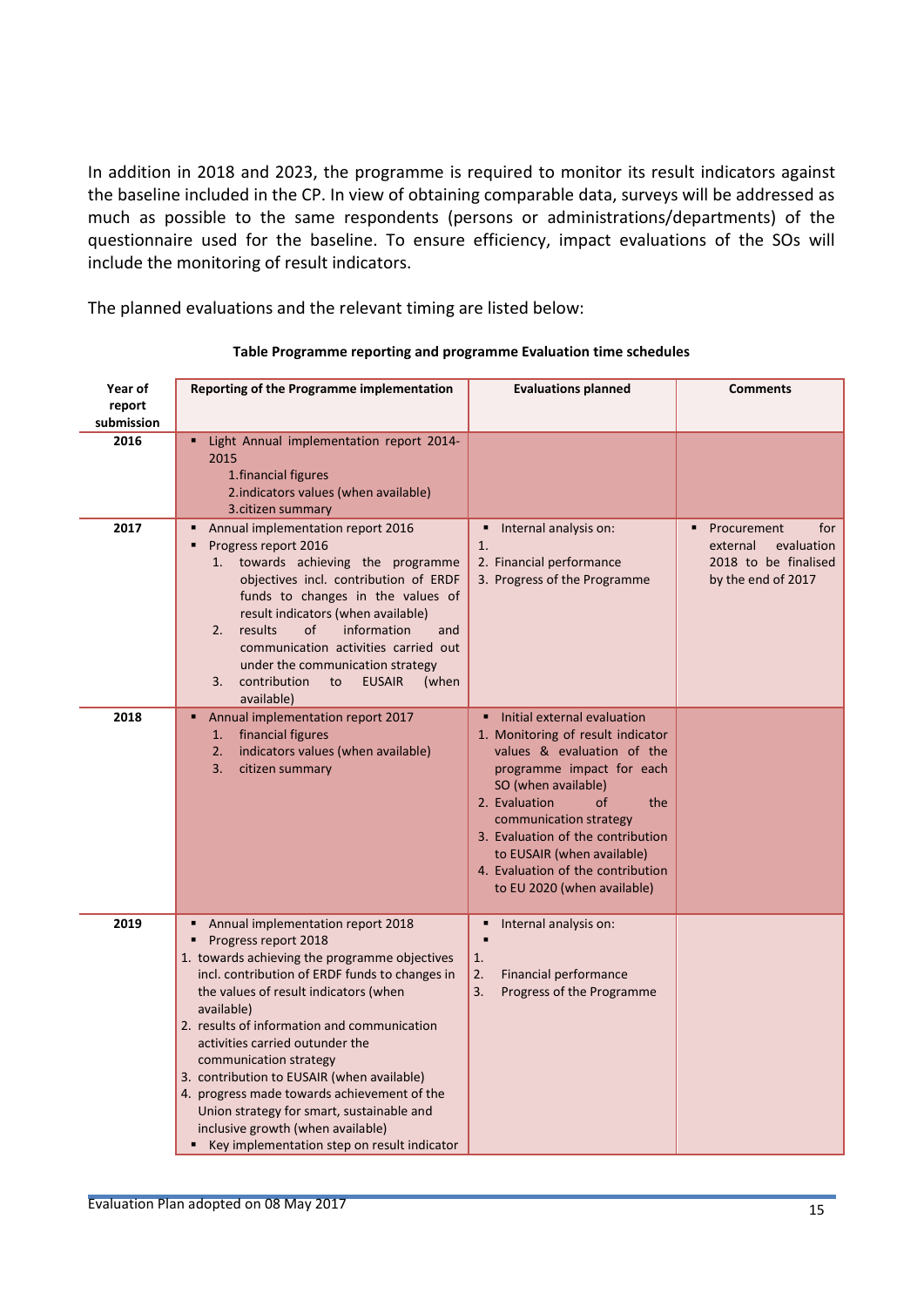In addition in 2018 and 2023, the programme is required to monitor its result indicators against the baseline included in the CP. In view of obtaining comparable data, surveys will be addressed as much as possible to the same respondents (persons or administrations/departments) of the questionnaire used for the baseline. To ensure efficiency, impact evaluations of the SOs will include the monitoring of result indicators.

The planned evaluations and the relevant timing are listed below:

**Table Programme reporting and programme Evaluation time schedules**

| Year of report submission | Reporting of the Programme implementation | Evaluations planned | Comments |
|---|---|---|---|
| 2016 | ▪ Light Annual implementation report 2014-2015<br>1.financial figures<br>2.indicators values (when available)<br>3.citizen summary | | |
| 2017 | ▪ Annual implementation report 2016<br>▪ Progress report 2016<br>1. towards achieving the programme objectives incl. contribution of ERDF funds to changes in the values of result indicators (when available)<br>2. results of information and communication activities carried out under the communication strategy<br>3. contribution to EUSAIR (when available) | ▪ Internal analysis on:<br>1.<br>2. Financial performance<br>3. Progress of the Programme | ▪ Procurement for external evaluation 2018 to be finalised by the end of 2017 |
| 2018 | ▪ Annual implementation report 2017<br>1. financial figures<br>2. indicators values (when available)<br>3. citizen summary | ▪ Initial external evaluation<br>1. Monitoring of result indicator values & evaluation of the programme impact for each SO (when available)<br>2. Evaluation of the communication strategy<br>3. Evaluation of the contribution to EUSAIR (when available)<br>4. Evaluation of the contribution to EU 2020 (when available) | |
| 2019 | ▪ Annual implementation report 2018<br>▪ Progress report 2018<br>1. towards achieving the programme objectives incl. contribution of ERDF funds to changes in the values of result indicators (when available)<br>2. results of information and communication activities carried outunder the communication strategy<br>3. contribution to EUSAIR (when available)<br>4. progress made towards achievement of the Union strategy for smart, sustainable and inclusive growth (when available)<br>▪ Key implementation step on result indicator | ▪ Internal analysis on:<br>▪<br>1.<br>2. Financial performance<br>3. Progress of the Programme | |

Evaluation Plan adopted on 08 May 2017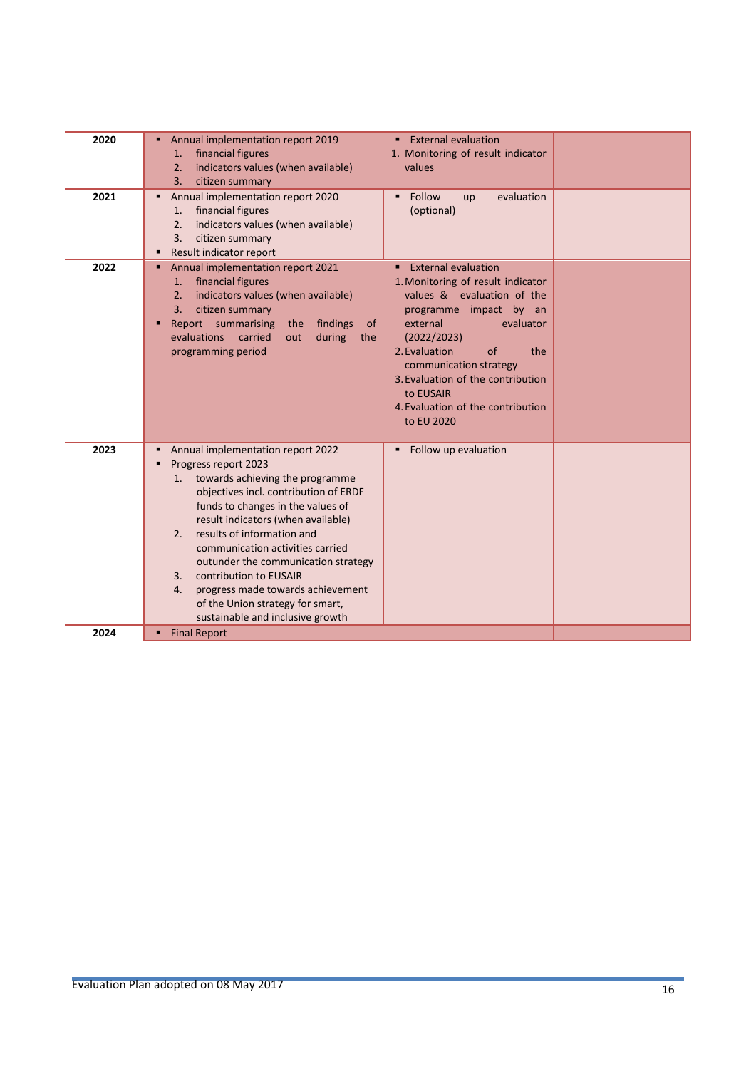| | | | |
|---|---|---|---|
| **2020** | ▪ Annual implementation report 2019<br>1. financial figures<br>2. indicators values (when available)<br>3. citizen summary | ▪ External evaluation<br>1. Monitoring of result indicator values | |
| **2021** | ▪ Annual implementation report 2020<br>1. financial figures<br>2. indicators values (when available)<br>3. citizen summary<br>▪ Result indicator report | ▪ Follow up evaluation (optional) | |
| **2022** | ▪ Annual implementation report 2021<br>1. financial figures<br>2. indicators values (when available)<br>3. citizen summary<br>▪ Report summarising the findings of evaluations carried out during the programming period | ▪ External evaluation<br>1. Monitoring of result indicator values & evaluation of the programme impact by an external evaluator (2022/2023)<br>2. Evaluation of the communication strategy<br>3. Evaluation of the contribution to EUSAIR<br>4. Evaluation of the contribution to EU 2020 | |
| **2023** | ▪ Annual implementation report 2022<br>▪ Progress report 2023<br>1. towards achieving the programme objectives incl. contribution of ERDF funds to changes in the values of result indicators (when available)<br>2. results of information and communication activities carried outunder the communication strategy<br>3. contribution to EUSAIR<br>4. progress made towards achievement of the Union strategy for smart, sustainable and inclusive growth | ▪ Follow up evaluation | |
| **2024** | ▪ Final Report | | |

Evaluation Plan adopted on 08 May 2017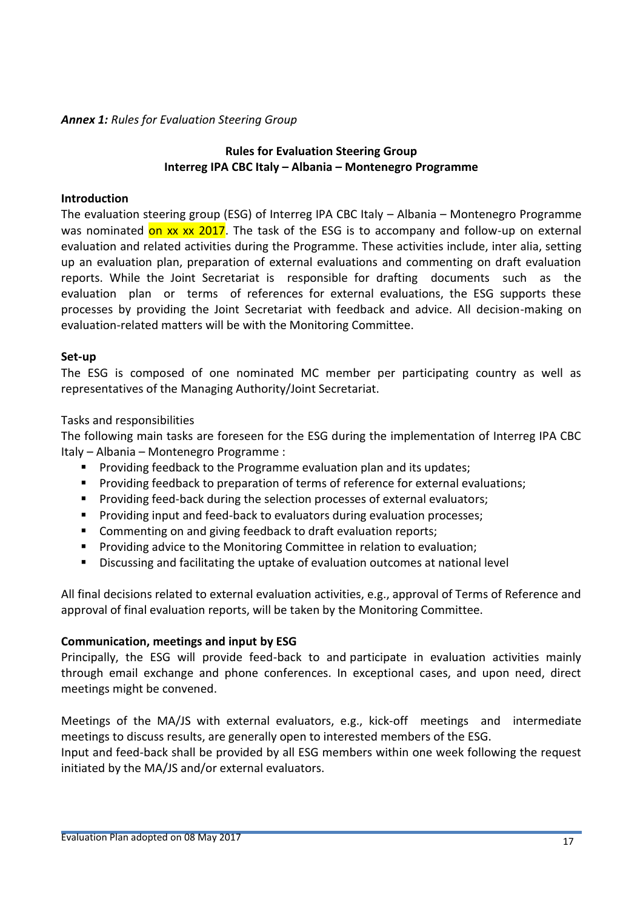*Annex 1: Rules for Evaluation Steering Group*

## Rules for Evaluation Steering Group
## Interreg IPA CBC Italy – Albania – Montenegro Programme

**Introduction**

The evaluation steering group (ESG) of Interreg IPA CBC Italy – Albania – Montenegro Programme was nominated on xx xx 2017. The task of the ESG is to accompany and follow-up on external evaluation and related activities during the Programme. These activities include, inter alia, setting up an evaluation plan, preparation of external evaluations and commenting on draft evaluation reports. While the Joint Secretariat is responsible for drafting documents such as the evaluation plan or terms of references for external evaluations, the ESG supports these processes by providing the Joint Secretariat with feedback and advice. All decision-making on evaluation-related matters will be with the Monitoring Committee.

**Set-up**

The ESG is composed of one nominated MC member per participating country as well as representatives of the Managing Authority/Joint Secretariat.

Tasks and responsibilities

The following main tasks are foreseen for the ESG during the implementation of Interreg IPA CBC Italy – Albania – Montenegro Programme :

- Providing feedback to the Programme evaluation plan and its updates;
- Providing feedback to preparation of terms of reference for external evaluations;
- Providing feed-back during the selection processes of external evaluators;
- Providing input and feed-back to evaluators during evaluation processes;
- Commenting on and giving feedback to draft evaluation reports;
- Providing advice to the Monitoring Committee in relation to evaluation;
- Discussing and facilitating the uptake of evaluation outcomes at national level

All final decisions related to external evaluation activities, e.g., approval of Terms of Reference and approval of final evaluation reports, will be taken by the Monitoring Committee.

**Communication, meetings and input by ESG**

Principally, the ESG will provide feed-back to and participate in evaluation activities mainly through email exchange and phone conferences. In exceptional cases, and upon need, direct meetings might be convened.

Meetings of the MA/JS with external evaluators, e.g., kick-off meetings and intermediate meetings to discuss results, are generally open to interested members of the ESG.

Input and feed-back shall be provided by all ESG members within one week following the request initiated by the MA/JS and/or external evaluators.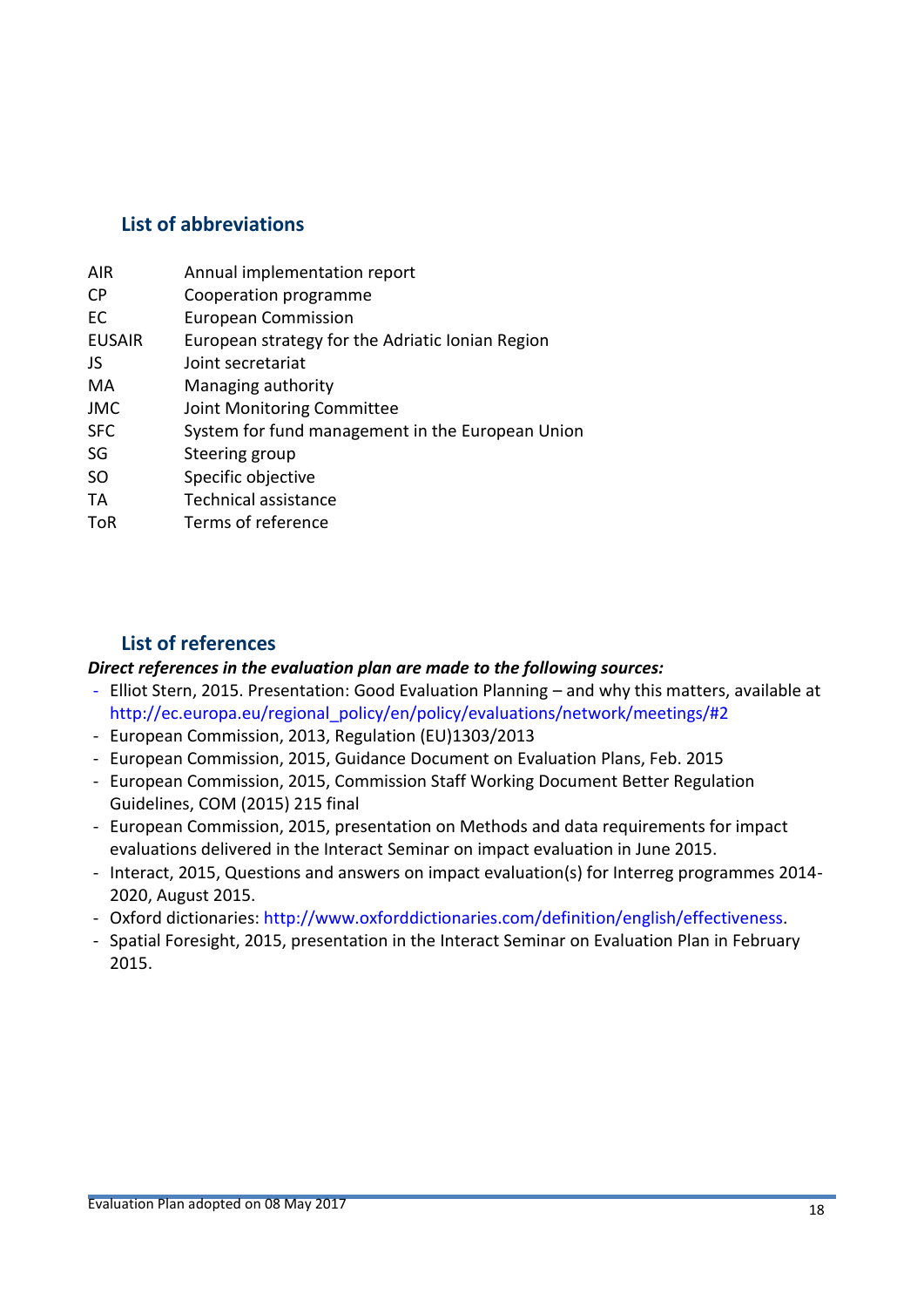## List of abbreviations

| | |
|---|---|
| AIR | Annual implementation report |
| CP | Cooperation programme |
| EC | European Commission |
| EUSAIR | European strategy for the Adriatic Ionian Region |
| JS | Joint secretariat |
| MA | Managing authority |
| JMC | Joint Monitoring Committee |
| SFC | System for fund management in the European Union |
| SG | Steering group |
| SO | Specific objective |
| TA | Technical assistance |
| ToR | Terms of reference |

## List of references

***Direct references in the evaluation plan are made to the following sources:***

- Elliot Stern, 2015. Presentation: Good Evaluation Planning – and why this matters, available at http://ec.europa.eu/regional_policy/en/policy/evaluations/network/meetings/#2
- European Commission, 2013, Regulation (EU)1303/2013
- European Commission, 2015, Guidance Document on Evaluation Plans, Feb. 2015
- European Commission, 2015, Commission Staff Working Document Better Regulation Guidelines, COM (2015) 215 final
- European Commission, 2015, presentation on Methods and data requirements for impact evaluations delivered in the Interact Seminar on impact evaluation in June 2015.
- Interact, 2015, Questions and answers on impact evaluation(s) for Interreg programmes 2014-2020, August 2015.
- Oxford dictionaries: http://www.oxforddictionaries.com/definition/english/effectiveness.
- Spatial Foresight, 2015, presentation in the Interact Seminar on Evaluation Plan in February 2015.